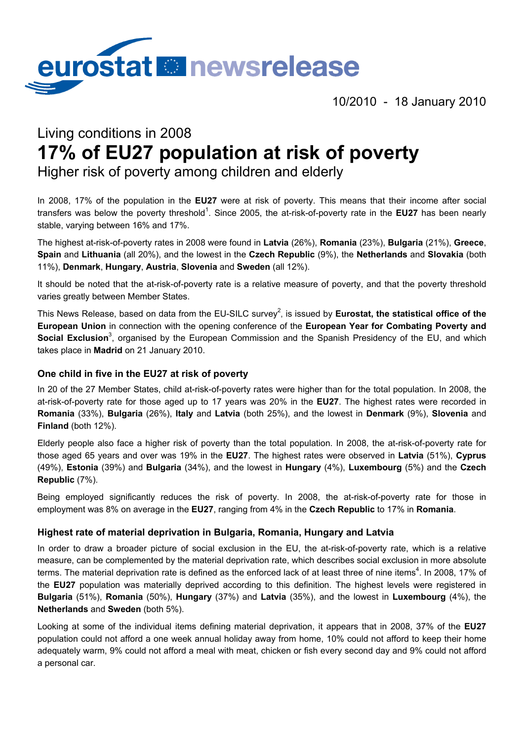eurostat newsrelease

10/2010 - 18 January 2010

Living conditions in 2008

# 17% of EU27 population at risk of poverty

## Higher risk of poverty among children and elderly

In 2008, 17% of the population in the **EU27** were at risk of poverty. This means that their income after social transfers was below the poverty threshold[1]. Since 2005, the at-risk-of-poverty rate in the **EU27** has been nearly stable, varying between 16% and 17%.

The highest at-risk-of-poverty rates in 2008 were found in **Latvia** (26%), **Romania** (23%), **Bulgaria** (21%), **Greece**, **Spain** and **Lithuania** (all 20%), and the lowest in the **Czech Republic** (9%), the **Netherlands** and **Slovakia** (both 11%), **Denmark**, **Hungary**, **Austria**, **Slovenia** and **Sweden** (all 12%).

It should be noted that the at-risk-of-poverty rate is a relative measure of poverty, and that the poverty threshold varies greatly between Member States.

This News Release, based on data from the EU-SILC survey[2], is issued by **Eurostat, the statistical office of the European Union** in connection with the opening conference of the **European Year for Combating Poverty and Social Exclusion**[3], organised by the European Commission and the Spanish Presidency of the EU, and which takes place in **Madrid** on 21 January 2010.

### One child in five in the EU27 at risk of poverty

In 20 of the 27 Member States, child at-risk-of-poverty rates were higher than for the total population. In 2008, the at-risk-of-poverty rate for those aged up to 17 years was 20% in the **EU27**. The highest rates were recorded in **Romania** (33%), **Bulgaria** (26%), **Italy** and **Latvia** (both 25%), and the lowest in **Denmark** (9%), **Slovenia** and **Finland** (both 12%).

Elderly people also face a higher risk of poverty than the total population. In 2008, the at-risk-of-poverty rate for those aged 65 years and over was 19% in the **EU27**. The highest rates were observed in **Latvia** (51%), **Cyprus** (49%), **Estonia** (39%) and **Bulgaria** (34%), and the lowest in **Hungary** (4%), **Luxembourg** (5%) and the **Czech Republic** (7%).

Being employed significantly reduces the risk of poverty. In 2008, the at-risk-of-poverty rate for those in employment was 8% on average in the **EU27**, ranging from 4% in the **Czech Republic** to 17% in **Romania**.

### Highest rate of material deprivation in Bulgaria, Romania, Hungary and Latvia

In order to draw a broader picture of social exclusion in the EU, the at-risk-of-poverty rate, which is a relative measure, can be complemented by the material deprivation rate, which describes social exclusion in more absolute terms. The material deprivation rate is defined as the enforced lack of at least three of nine items[4]. In 2008, 17% of the **EU27** population was materially deprived according to this definition. The highest levels were registered in **Bulgaria** (51%), **Romania** (50%), **Hungary** (37%) and **Latvia** (35%), and the lowest in **Luxembourg** (4%), the **Netherlands** and **Sweden** (both 5%).

Looking at some of the individual items defining material deprivation, it appears that in 2008, 37% of the **EU27** population could not afford a one week annual holiday away from home, 10% could not afford to keep their home adequately warm, 9% could not afford a meal with meat, chicken or fish every second day and 9% could not afford a personal car.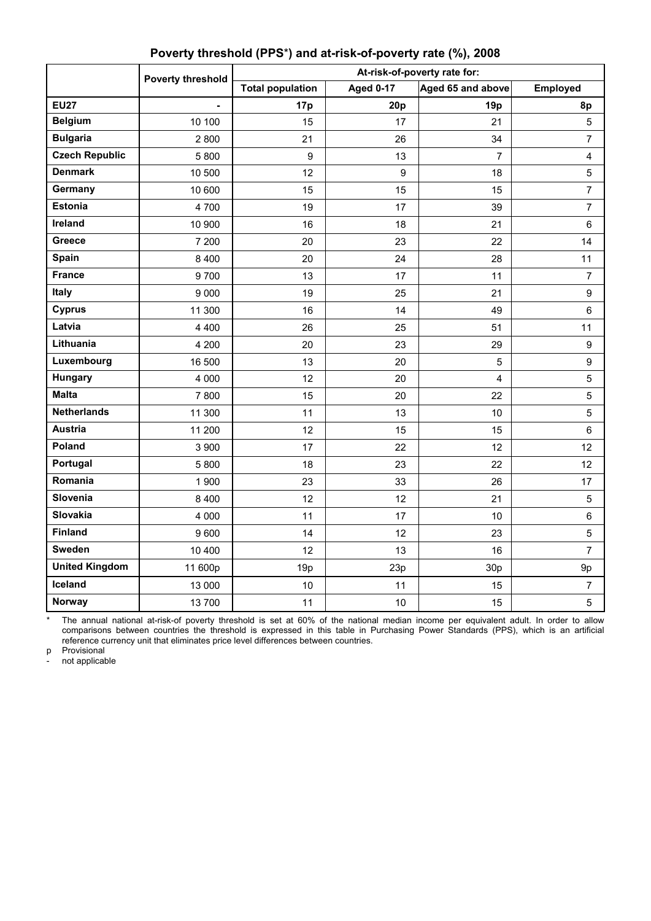**Poverty threshold (PPS*) and at-risk-of-poverty rate (%), 2008**

| | Poverty threshold | At-risk-of-poverty rate for: | | | |
|---|---|---|---|---|---|
| | | Total population | Aged 0-17 | Aged 65 and above | Employed |
| **EU27** | **-** | **17p** | **20p** | **19p** | **8p** |
| **Belgium** | 10 100 | 15 | 17 | 21 | 5 |
| **Bulgaria** | 2 800 | 21 | 26 | 34 | 7 |
| **Czech Republic** | 5 800 | 9 | 13 | 7 | 4 |
| **Denmark** | 10 500 | 12 | 9 | 18 | 5 |
| **Germany** | 10 600 | 15 | 15 | 15 | 7 |
| **Estonia** | 4 700 | 19 | 17 | 39 | 7 |
| **Ireland** | 10 900 | 16 | 18 | 21 | 6 |
| **Greece** | 7 200 | 20 | 23 | 22 | 14 |
| **Spain** | 8 400 | 20 | 24 | 28 | 11 |
| **France** | 9 700 | 13 | 17 | 11 | 7 |
| **Italy** | 9 000 | 19 | 25 | 21 | 9 |
| **Cyprus** | 11 300 | 16 | 14 | 49 | 6 |
| **Latvia** | 4 400 | 26 | 25 | 51 | 11 |
| **Lithuania** | 4 200 | 20 | 23 | 29 | 9 |
| **Luxembourg** | 16 500 | 13 | 20 | 5 | 9 |
| **Hungary** | 4 000 | 12 | 20 | 4 | 5 |
| **Malta** | 7 800 | 15 | 20 | 22 | 5 |
| **Netherlands** | 11 300 | 11 | 13 | 10 | 5 |
| **Austria** | 11 200 | 12 | 15 | 15 | 6 |
| **Poland** | 3 900 | 17 | 22 | 12 | 12 |
| **Portugal** | 5 800 | 18 | 23 | 22 | 12 |
| **Romania** | 1 900 | 23 | 33 | 26 | 17 |
| **Slovenia** | 8 400 | 12 | 12 | 21 | 5 |
| **Slovakia** | 4 000 | 11 | 17 | 10 | 6 |
| **Finland** | 9 600 | 14 | 12 | 23 | 5 |
| **Sweden** | 10 400 | 12 | 13 | 16 | 7 |
| **United Kingdom** | 11 600p | 19p | 23p | 30p | 9p |
| **Iceland** | 13 000 | 10 | 11 | 15 | 7 |
| **Norway** | 13 700 | 11 | 10 | 15 | 5 |

\* The annual national at-risk-of poverty threshold is set at 60% of the national median income per equivalent adult. In order to allow comparisons between countries the threshold is expressed in this table in Purchasing Power Standards (PPS), which is an artificial reference currency unit that eliminates price level differences between countries.

p Provisional

\- not applicable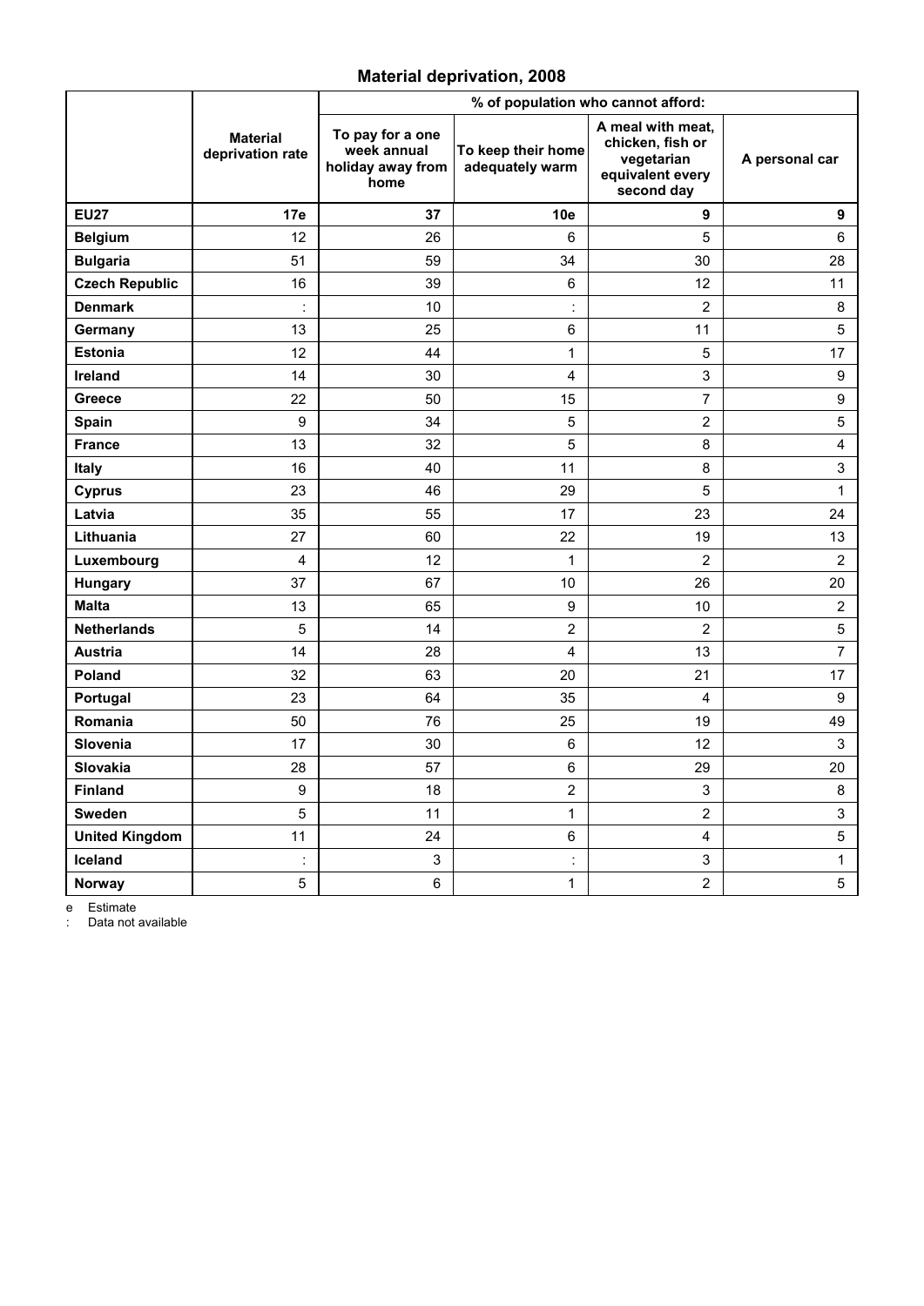## Material deprivation, 2008

| | Material deprivation rate | % of population who cannot afford: | | | |
|---|---|---|---|---|---|
| | | To pay for a one week annual holiday away from home | To keep their home adequately warm | A meal with meat, chicken, fish or vegetarian equivalent every second day | A personal car |
| **EU27** | **17e** | **37** | **10e** | **9** | **9** |
| **Belgium** | 12 | 26 | 6 | 5 | 6 |
| **Bulgaria** | 51 | 59 | 34 | 30 | 28 |
| **Czech Republic** | 16 | 39 | 6 | 12 | 11 |
| **Denmark** | : | 10 | : | 2 | 8 |
| **Germany** | 13 | 25 | 6 | 11 | 5 |
| **Estonia** | 12 | 44 | 1 | 5 | 17 |
| **Ireland** | 14 | 30 | 4 | 3 | 9 |
| **Greece** | 22 | 50 | 15 | 7 | 9 |
| **Spain** | 9 | 34 | 5 | 2 | 5 |
| **France** | 13 | 32 | 5 | 8 | 4 |
| **Italy** | 16 | 40 | 11 | 8 | 3 |
| **Cyprus** | 23 | 46 | 29 | 5 | 1 |
| **Latvia** | 35 | 55 | 17 | 23 | 24 |
| **Lithuania** | 27 | 60 | 22 | 19 | 13 |
| **Luxembourg** | 4 | 12 | 1 | 2 | 2 |
| **Hungary** | 37 | 67 | 10 | 26 | 20 |
| **Malta** | 13 | 65 | 9 | 10 | 2 |
| **Netherlands** | 5 | 14 | 2 | 2 | 5 |
| **Austria** | 14 | 28 | 4 | 13 | 7 |
| **Poland** | 32 | 63 | 20 | 21 | 17 |
| **Portugal** | 23 | 64 | 35 | 4 | 9 |
| **Romania** | 50 | 76 | 25 | 19 | 49 |
| **Slovenia** | 17 | 30 | 6 | 12 | 3 |
| **Slovakia** | 28 | 57 | 6 | 29 | 20 |
| **Finland** | 9 | 18 | 2 | 3 | 8 |
| **Sweden** | 5 | 11 | 1 | 2 | 3 |
| **United Kingdom** | 11 | 24 | 6 | 4 | 5 |
| **Iceland** | : | 3 | : | 3 | 1 |
| **Norway** | 5 | 6 | 1 | 2 | 5 |

e Estimate

: Data not available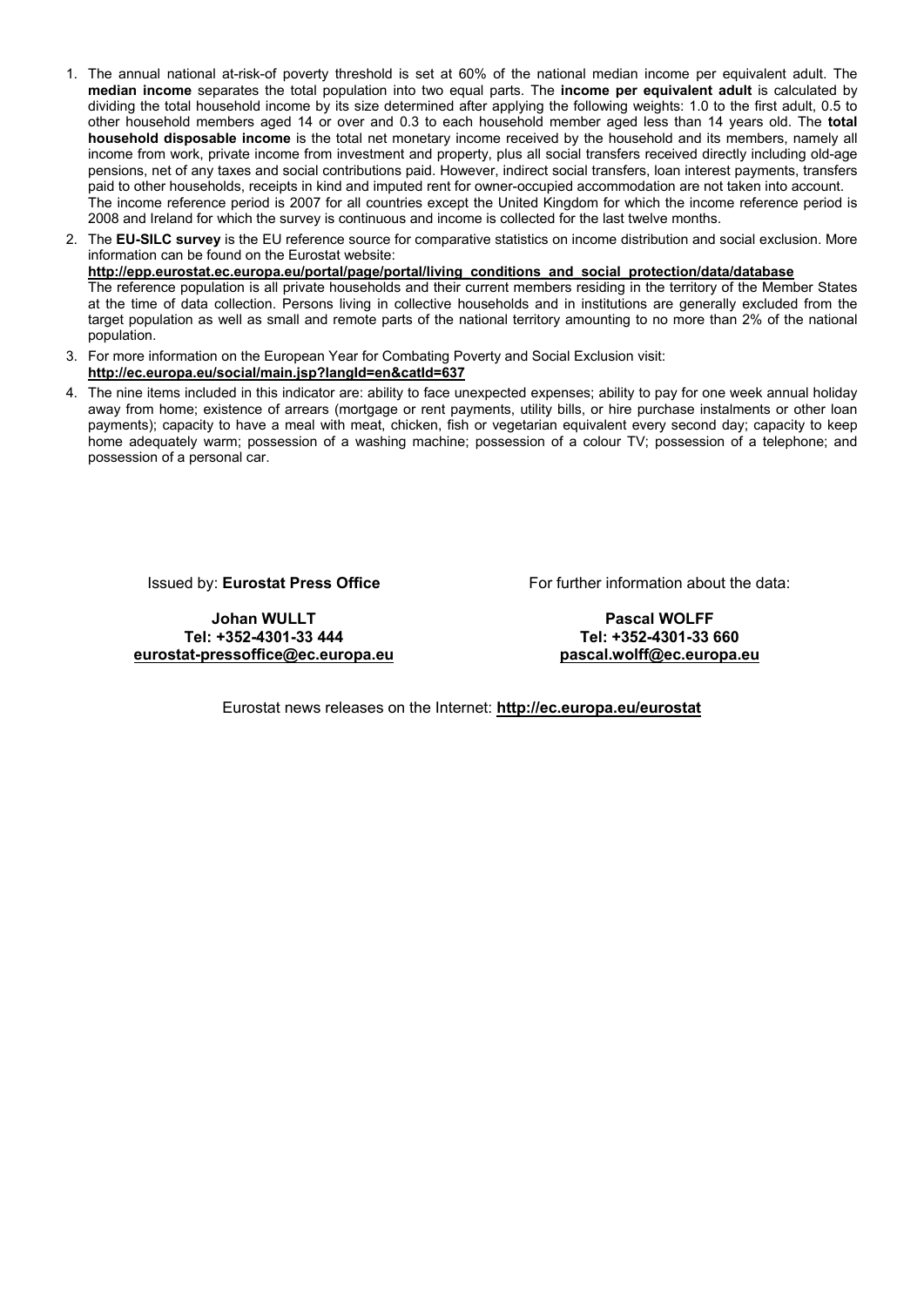1. The annual national at-risk-of poverty threshold is set at 60% of the national median income per equivalent adult. The **median income** separates the total population into two equal parts. The **income per equivalent adult** is calculated by dividing the total household income by its size determined after applying the following weights: 1.0 to the first adult, 0.5 to other household members aged 14 or over and 0.3 to each household member aged less than 14 years old. The **total household disposable income** is the total net monetary income received by the household and its members, namely all income from work, private income from investment and property, plus all social transfers received directly including old-age pensions, net of any taxes and social contributions paid. However, indirect social transfers, loan interest payments, transfers paid to other households, receipts in kind and imputed rent for owner-occupied accommodation are not taken into account.
   The income reference period is 2007 for all countries except the United Kingdom for which the income reference period is 2008 and Ireland for which the survey is continuous and income is collected for the last twelve months.
2. The **EU-SILC survey** is the EU reference source for comparative statistics on income distribution and social exclusion. More information can be found on the Eurostat website:
   **http://epp.eurostat.ec.europa.eu/portal/page/portal/living_conditions_and_social_protection/data/database**
   The reference population is all private households and their current members residing in the territory of the Member States at the time of data collection. Persons living in collective households and in institutions are generally excluded from the target population as well as small and remote parts of the national territory amounting to no more than 2% of the national population.
3. For more information on the European Year for Combating Poverty and Social Exclusion visit:
   **http://ec.europa.eu/social/main.jsp?langId=en&catId=637**
4. The nine items included in this indicator are: ability to face unexpected expenses; ability to pay for one week annual holiday away from home; existence of arrears (mortgage or rent payments, utility bills, or hire purchase instalments or other loan payments); capacity to have a meal with meat, chicken, fish or vegetarian equivalent every second day; capacity to keep home adequately warm; possession of a washing machine; possession of a colour TV; possession of a telephone; and possession of a personal car.

Issued by: **Eurostat Press Office**

**Johan WULLT**
**Tel: +352-4301-33 444**
**eurostat-pressoffice@ec.europa.eu**

For further information about the data:

**Pascal WOLFF**
**Tel: +352-4301-33 660**
**pascal.wolff@ec.europa.eu**

Eurostat news releases on the Internet: **http://ec.europa.eu/eurostat**